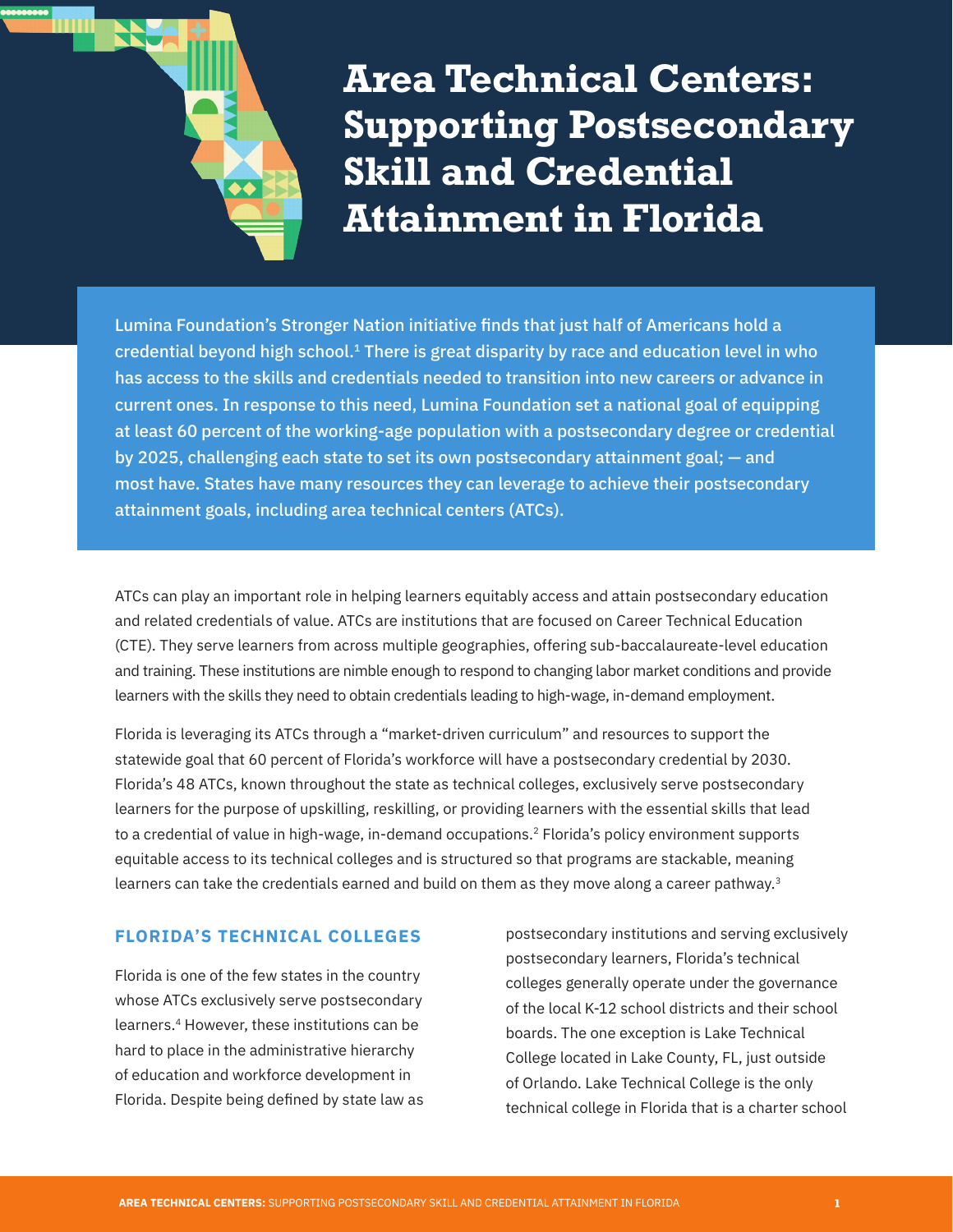# Area Technical Centers: Supporting Postsecondary Skill and Credential Attainment in Florida

Lumina Foundation's Stronger Nation initiative finds that just half of Americans hold a credential beyond high school.[1] There is great disparity by race and education level in who has access to the skills and credentials needed to transition into new careers or advance in current ones. In response to this need, Lumina Foundation set a national goal of equipping at least 60 percent of the working-age population with a postsecondary degree or credential by 2025, challenging each state to set its own postsecondary attainment goal; — and most have. States have many resources they can leverage to achieve their postsecondary attainment goals, including area technical centers (ATCs).

ATCs can play an important role in helping learners equitably access and attain postsecondary education and related credentials of value. ATCs are institutions that are focused on Career Technical Education (CTE). They serve learners from across multiple geographies, offering sub-baccalaureate-level education and training. These institutions are nimble enough to respond to changing labor market conditions and provide learners with the skills they need to obtain credentials leading to high-wage, in-demand employment.

Florida is leveraging its ATCs through a "market-driven curriculum" and resources to support the statewide goal that 60 percent of Florida's workforce will have a postsecondary credential by 2030. Florida's 48 ATCs, known throughout the state as technical colleges, exclusively serve postsecondary learners for the purpose of upskilling, reskilling, or providing learners with the essential skills that lead to a credential of value in high-wage, in-demand occupations.[2] Florida's policy environment supports equitable access to its technical colleges and is structured so that programs are stackable, meaning learners can take the credentials earned and build on them as they move along a career pathway.[3]

## FLORIDA'S TECHNICAL COLLEGES

Florida is one of the few states in the country whose ATCs exclusively serve postsecondary learners.[4] However, these institutions can be hard to place in the administrative hierarchy of education and workforce development in Florida. Despite being defined by state law as postsecondary institutions and serving exclusively postsecondary learners, Florida's technical colleges generally operate under the governance of the local K-12 school districts and their school boards. The one exception is Lake Technical College located in Lake County, FL, just outside of Orlando. Lake Technical College is the only technical college in Florida that is a charter school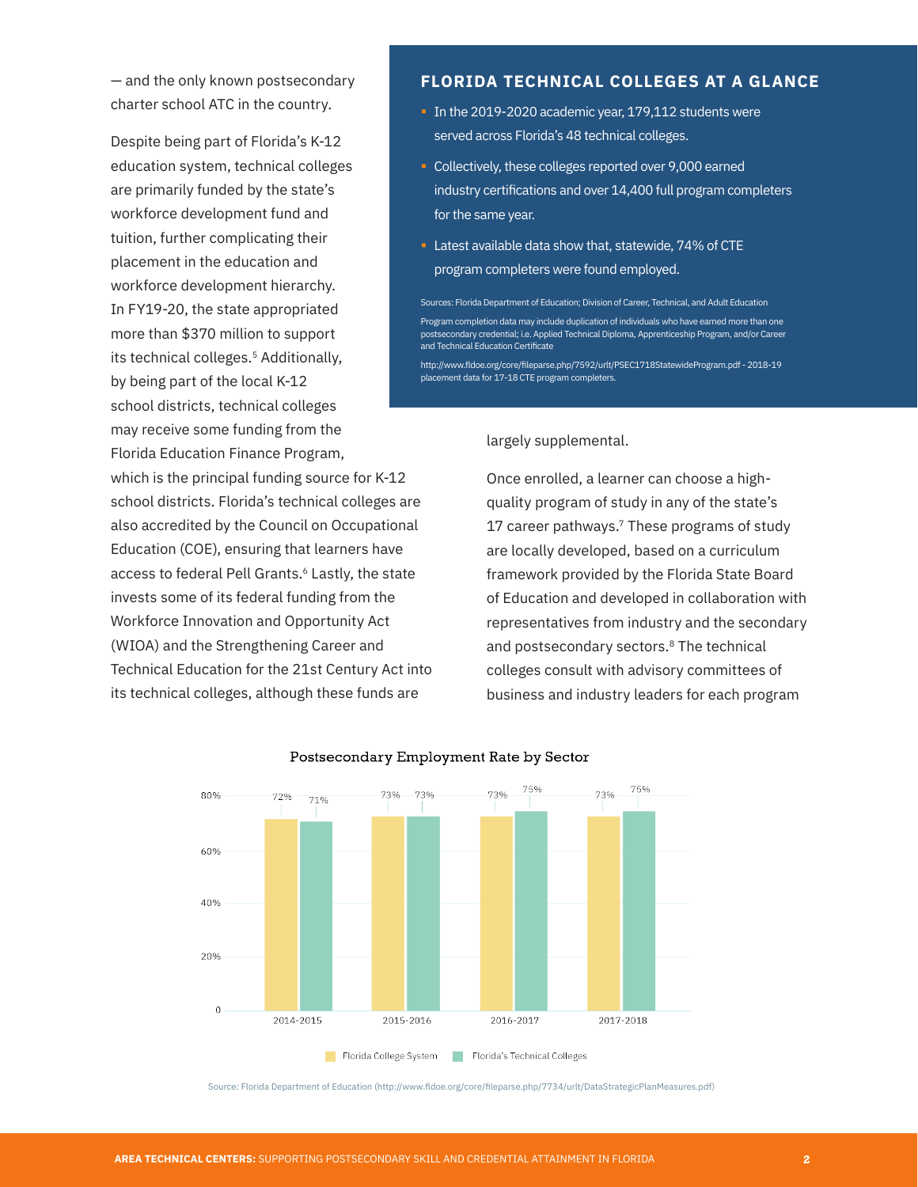— and the only known postsecondary charter school ATC in the country.

Despite being part of Florida's K-12 education system, technical colleges are primarily funded by the state's workforce development fund and tuition, further complicating their placement in the education and workforce development hierarchy. In FY19-20, the state appropriated more than $370 million to support its technical colleges.[5] Additionally, by being part of the local K-12 school districts, technical colleges may receive some funding from the Florida Education Finance Program, which is the principal funding source for K-12 school districts. Florida's technical colleges are also accredited by the Council on Occupational Education (COE), ensuring that learners have access to federal Pell Grants.[6] Lastly, the state invests some of its federal funding from the Workforce Innovation and Opportunity Act (WIOA) and the Strengthening Career and Technical Education for the 21st Century Act into its technical colleges, although these funds are largely supplemental.

## FLORIDA TECHNICAL COLLEGES AT A GLANCE

- In the 2019-2020 academic year, 179,112 students were served across Florida's 48 technical colleges.
- Collectively, these colleges reported over 9,000 earned industry certifications and over 14,400 full program completers for the same year.
- Latest available data show that, statewide, 74% of CTE program completers were found employed.

Sources: Florida Department of Education; Division of Career, Technical, and Adult Education

Program completion data may include duplication of individuals who have earned more than one postsecondary credential; i.e. Applied Technical Diploma, Apprenticeship Program, and/or Career and Technical Education Certificate

http://www.fldoe.org/core/fileparse.php/7592/urlt/PSEC1718StatewideProgram.pdf - 2018-19 placement data for 17-18 CTE program completers.

Once enrolled, a learner can choose a high-quality program of study in any of the state's 17 career pathways.[7] These programs of study are locally developed, based on a curriculum framework provided by the Florida State Board of Education and developed in collaboration with representatives from industry and the secondary and postsecondary sectors.[8] The technical colleges consult with advisory committees of business and industry leaders for each program

**Postsecondary Employment Rate by Sector**

| Year | Florida College System | Florida's Technical Colleges |
|---|---|---|
| 2014-2015 | 72% | 71% |
| 2015-2016 | 73% | 73% |
| 2016-2017 | 73% | 75% |
| 2017-2018 | 73% | 75% |

Source: Florida Department of Education (http://www.fldoe.org/core/fileparse.php/7734/urlt/DataStrategicPlanMeasures.pdf)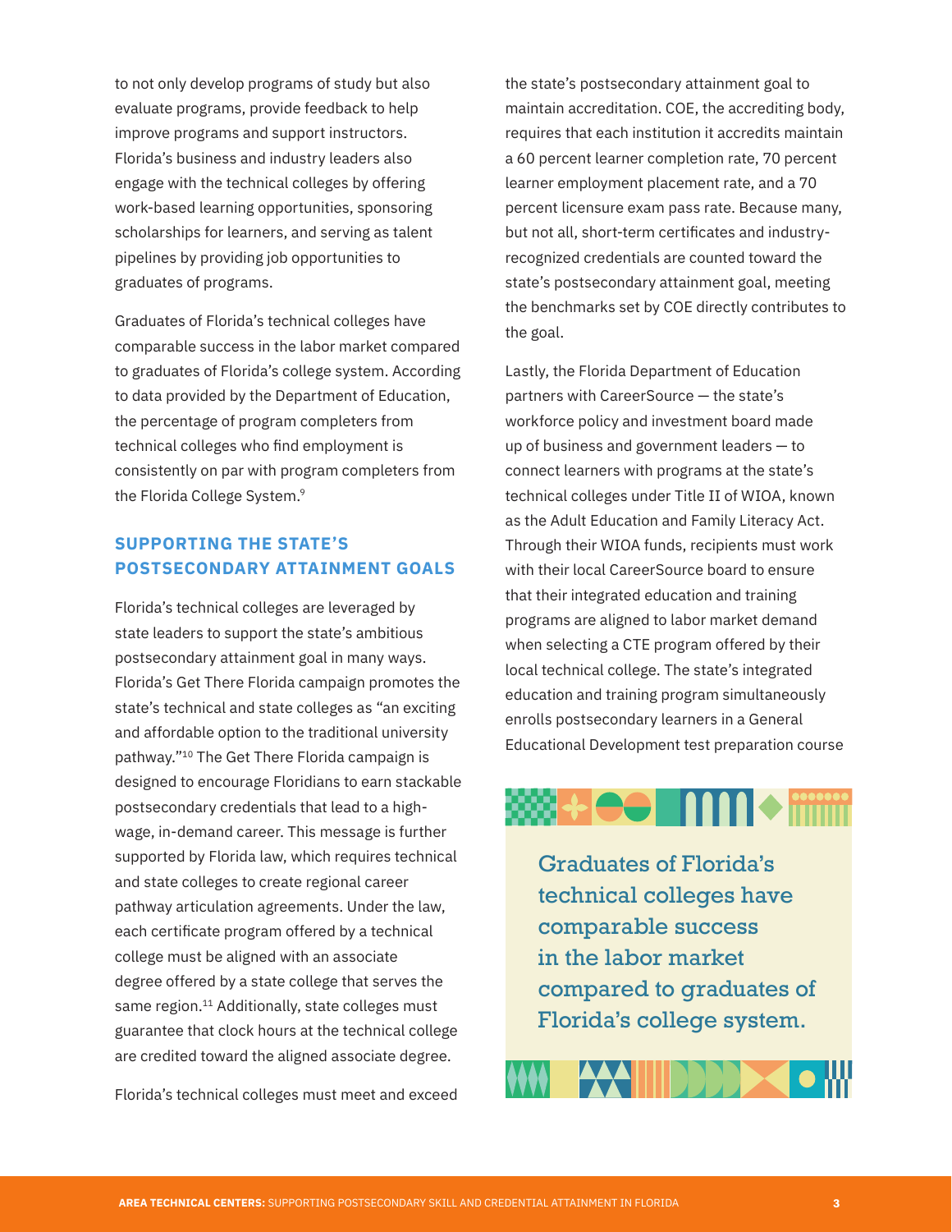to not only develop programs of study but also evaluate programs, provide feedback to help improve programs and support instructors. Florida's business and industry leaders also engage with the technical colleges by offering work-based learning opportunities, sponsoring scholarships for learners, and serving as talent pipelines by providing job opportunities to graduates of programs.

Graduates of Florida's technical colleges have comparable success in the labor market compared to graduates of Florida's college system. According to data provided by the Department of Education, the percentage of program completers from technical colleges who find employment is consistently on par with program completers from the Florida College System.[9]

## SUPPORTING THE STATE'S POSTSECONDARY ATTAINMENT GOALS

Florida's technical colleges are leveraged by state leaders to support the state's ambitious postsecondary attainment goal in many ways. Florida's Get There Florida campaign promotes the state's technical and state colleges as "an exciting and affordable option to the traditional university pathway."[10] The Get There Florida campaign is designed to encourage Floridians to earn stackable postsecondary credentials that lead to a high-wage, in-demand career. This message is further supported by Florida law, which requires technical and state colleges to create regional career pathway articulation agreements. Under the law, each certificate program offered by a technical college must be aligned with an associate degree offered by a state college that serves the same region.[11] Additionally, state colleges must guarantee that clock hours at the technical college are credited toward the aligned associate degree.

Florida's technical colleges must meet and exceed the state's postsecondary attainment goal to maintain accreditation. COE, the accrediting body, requires that each institution it accredits maintain a 60 percent learner completion rate, 70 percent learner employment placement rate, and a 70 percent licensure exam pass rate. Because many, but not all, short-term certificates and industry-recognized credentials are counted toward the state's postsecondary attainment goal, meeting the benchmarks set by COE directly contributes to the goal.

Lastly, the Florida Department of Education partners with CareerSource — the state's workforce policy and investment board made up of business and government leaders — to connect learners with programs at the state's technical colleges under Title II of WIOA, known as the Adult Education and Family Literacy Act. Through their WIOA funds, recipients must work with their local CareerSource board to ensure that their integrated education and training programs are aligned to labor market demand when selecting a CTE program offered by their local technical college. The state's integrated education and training program simultaneously enrolls postsecondary learners in a General Educational Development test preparation course

> Graduates of Florida's technical colleges have comparable success in the labor market compared to graduates of Florida's college system.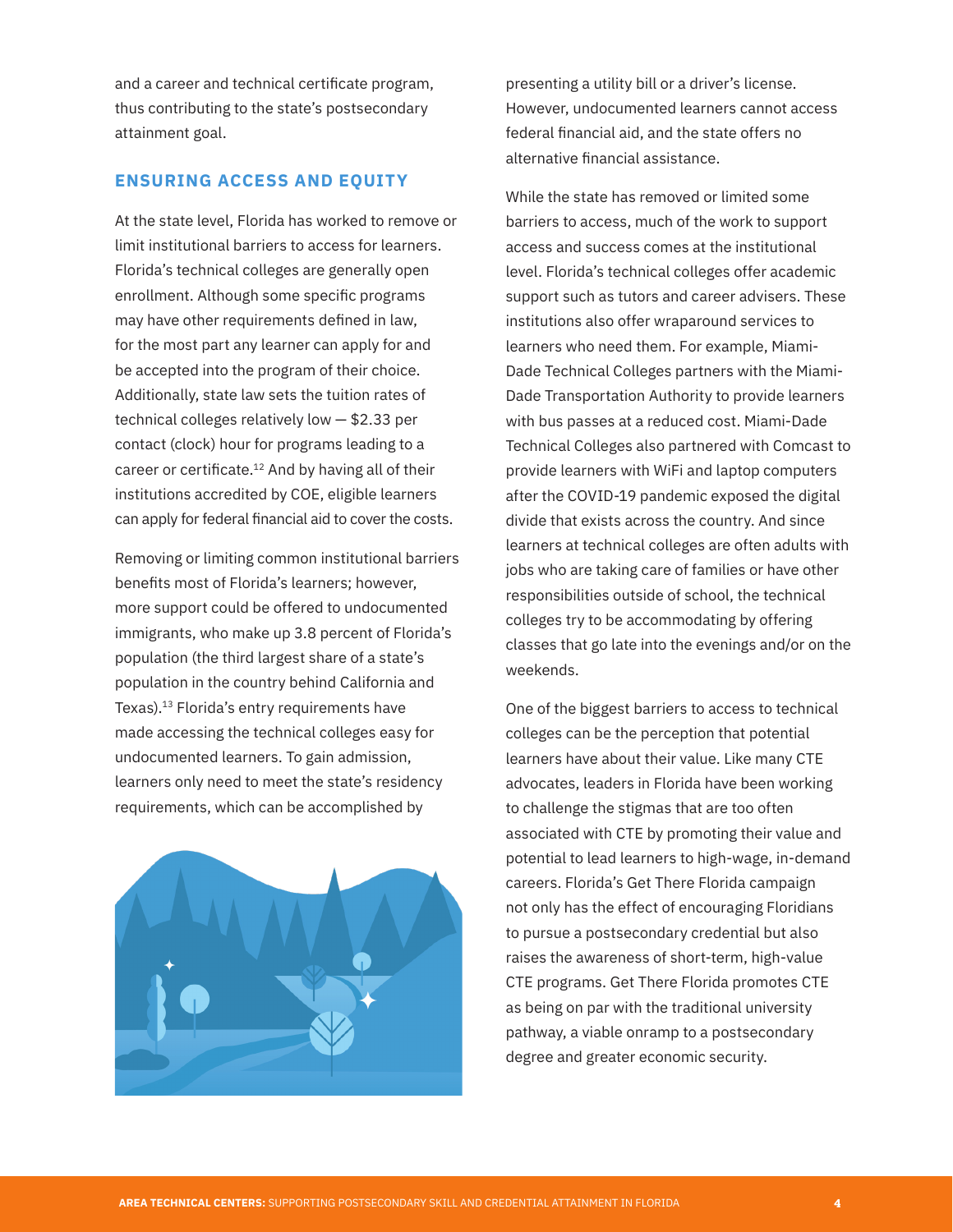and a career and technical certificate program, thus contributing to the state's postsecondary attainment goal.

## ENSURING ACCESS AND EQUITY

At the state level, Florida has worked to remove or limit institutional barriers to access for learners. Florida's technical colleges are generally open enrollment. Although some specific programs may have other requirements defined in law, for the most part any learner can apply for and be accepted into the program of their choice. Additionally, state law sets the tuition rates of technical colleges relatively low — $2.33 per contact (clock) hour for programs leading to a career or certificate.[12] And by having all of their institutions accredited by COE, eligible learners can apply for federal financial aid to cover the costs.

Removing or limiting common institutional barriers benefits most of Florida's learners; however, more support could be offered to undocumented immigrants, who make up 3.8 percent of Florida's population (the third largest share of a state's population in the country behind California and Texas).[13] Florida's entry requirements have made accessing the technical colleges easy for undocumented learners. To gain admission, learners only need to meet the state's residency requirements, which can be accomplished by presenting a utility bill or a driver's license. However, undocumented learners cannot access federal financial aid, and the state offers no alternative financial assistance.

While the state has removed or limited some barriers to access, much of the work to support access and success comes at the institutional level. Florida's technical colleges offer academic support such as tutors and career advisers. These institutions also offer wraparound services to learners who need them. For example, Miami-Dade Technical Colleges partners with the Miami-Dade Transportation Authority to provide learners with bus passes at a reduced cost. Miami-Dade Technical Colleges also partnered with Comcast to provide learners with WiFi and laptop computers after the COVID-19 pandemic exposed the digital divide that exists across the country. And since learners at technical colleges are often adults with jobs who are taking care of families or have other responsibilities outside of school, the technical colleges try to be accommodating by offering classes that go late into the evenings and/or on the weekends.

One of the biggest barriers to access to technical colleges can be the perception that potential learners have about their value. Like many CTE advocates, leaders in Florida have been working to challenge the stigmas that are too often associated with CTE by promoting their value and potential to lead learners to high-wage, in-demand careers. Florida's Get There Florida campaign not only has the effect of encouraging Floridians to pursue a postsecondary credential but also raises the awareness of short-term, high-value CTE programs. Get There Florida promotes CTE as being on par with the traditional university pathway, a viable onramp to a postsecondary degree and greater economic security.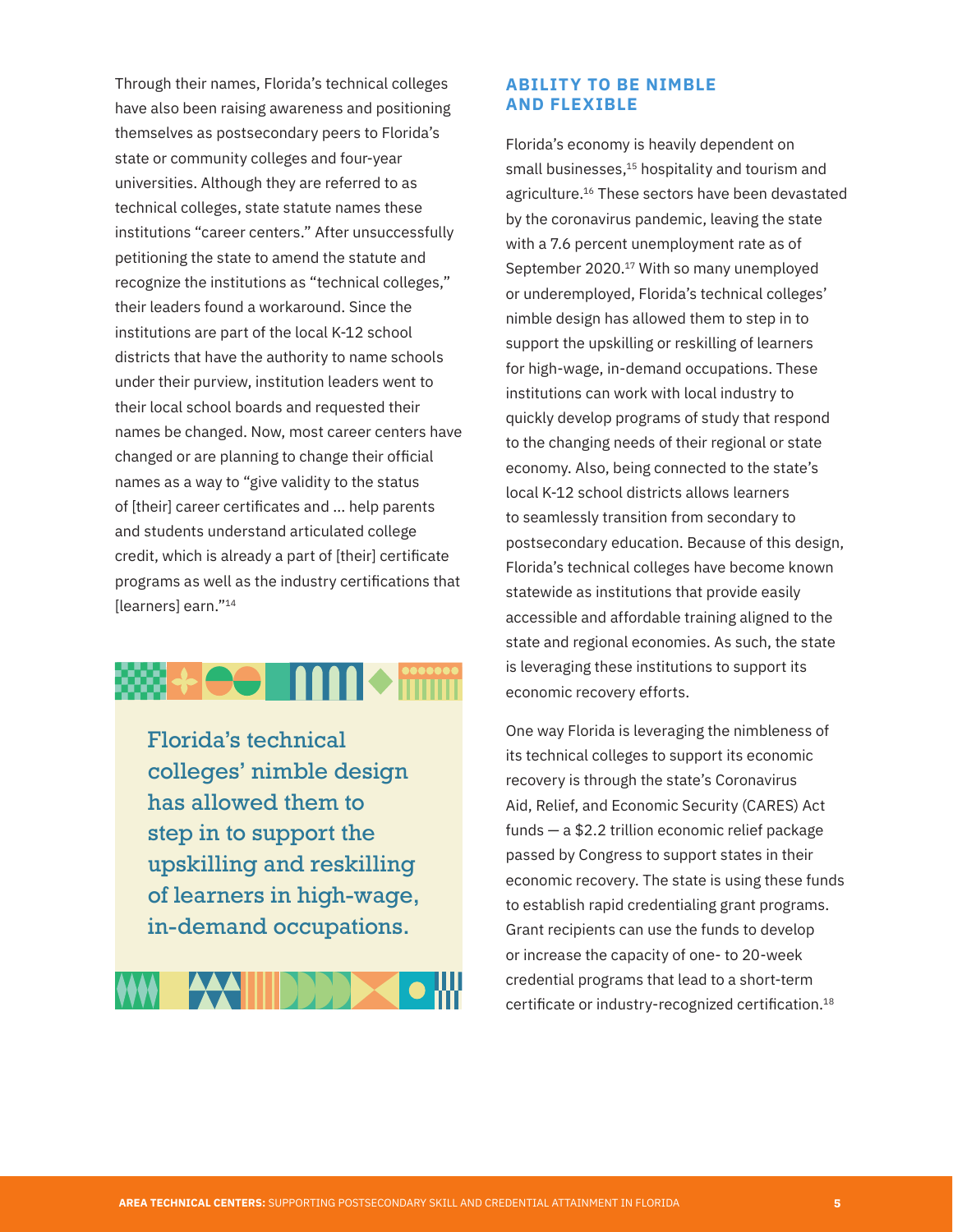Through their names, Florida's technical colleges have also been raising awareness and positioning themselves as postsecondary peers to Florida's state or community colleges and four-year universities. Although they are referred to as technical colleges, state statute names these institutions "career centers." After unsuccessfully petitioning the state to amend the statute and recognize the institutions as "technical colleges," their leaders found a workaround. Since the institutions are part of the local K-12 school districts that have the authority to name schools under their purview, institution leaders went to their local school boards and requested their names be changed. Now, most career centers have changed or are planning to change their official names as a way to "give validity to the status of [their] career certificates and ... help parents and students understand articulated college credit, which is already a part of [their] certificate programs as well as the industry certifications that [learners] earn."[14]

> Florida's technical colleges' nimble design has allowed them to step in to support the upskilling and reskilling of learners in high-wage, in-demand occupations.

## ABILITY TO BE NIMBLE AND FLEXIBLE

Florida's economy is heavily dependent on small businesses,[15] hospitality and tourism and agriculture.[16] These sectors have been devastated by the coronavirus pandemic, leaving the state with a 7.6 percent unemployment rate as of September 2020.[17] With so many unemployed or underemployed, Florida's technical colleges' nimble design has allowed them to step in to support the upskilling or reskilling of learners for high-wage, in-demand occupations. These institutions can work with local industry to quickly develop programs of study that respond to the changing needs of their regional or state economy. Also, being connected to the state's local K-12 school districts allows learners to seamlessly transition from secondary to postsecondary education. Because of this design, Florida's technical colleges have become known statewide as institutions that provide easily accessible and affordable training aligned to the state and regional economies. As such, the state is leveraging these institutions to support its economic recovery efforts.

One way Florida is leveraging the nimbleness of its technical colleges to support its economic recovery is through the state's Coronavirus Aid, Relief, and Economic Security (CARES) Act funds — a $2.2 trillion economic relief package passed by Congress to support states in their economic recovery. The state is using these funds to establish rapid credentialing grant programs. Grant recipients can use the funds to develop or increase the capacity of one- to 20-week credential programs that lead to a short-term certificate or industry-recognized certification.[18]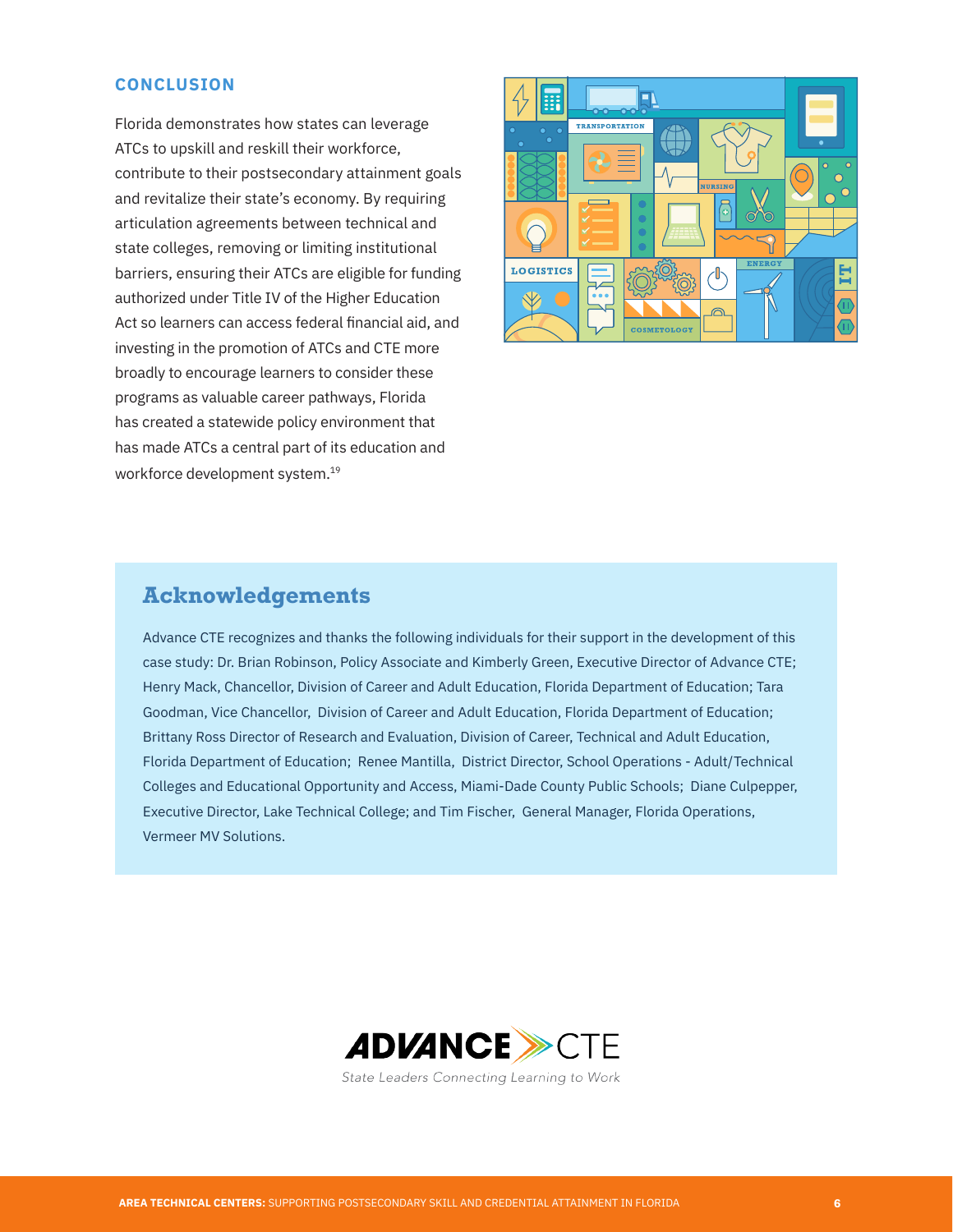## CONCLUSION

Florida demonstrates how states can leverage ATCs to upskill and reskill their workforce, contribute to their postsecondary attainment goals and revitalize their state's economy. By requiring articulation agreements between technical and state colleges, removing or limiting institutional barriers, ensuring their ATCs are eligible for funding authorized under Title IV of the Higher Education Act so learners can access federal financial aid, and investing in the promotion of ATCs and CTE more broadly to encourage learners to consider these programs as valuable career pathways, Florida has created a statewide policy environment that has made ATCs a central part of its education and workforce development system.[19]

## Acknowledgements

Advance CTE recognizes and thanks the following individuals for their support in the development of this case study: Dr. Brian Robinson, Policy Associate and Kimberly Green, Executive Director of Advance CTE; Henry Mack, Chancellor, Division of Career and Adult Education, Florida Department of Education; Tara Goodman, Vice Chancellor, Division of Career and Adult Education, Florida Department of Education; Brittany Ross Director of Research and Evaluation, Division of Career, Technical and Adult Education, Florida Department of Education; Renee Mantilla, District Director, School Operations - Adult/Technical Colleges and Educational Opportunity and Access, Miami-Dade County Public Schools; Diane Culpepper, Executive Director, Lake Technical College; and Tim Fischer, General Manager, Florida Operations, Vermeer MV Solutions.

ADVANCE CTE

*State Leaders Connecting Learning to Work*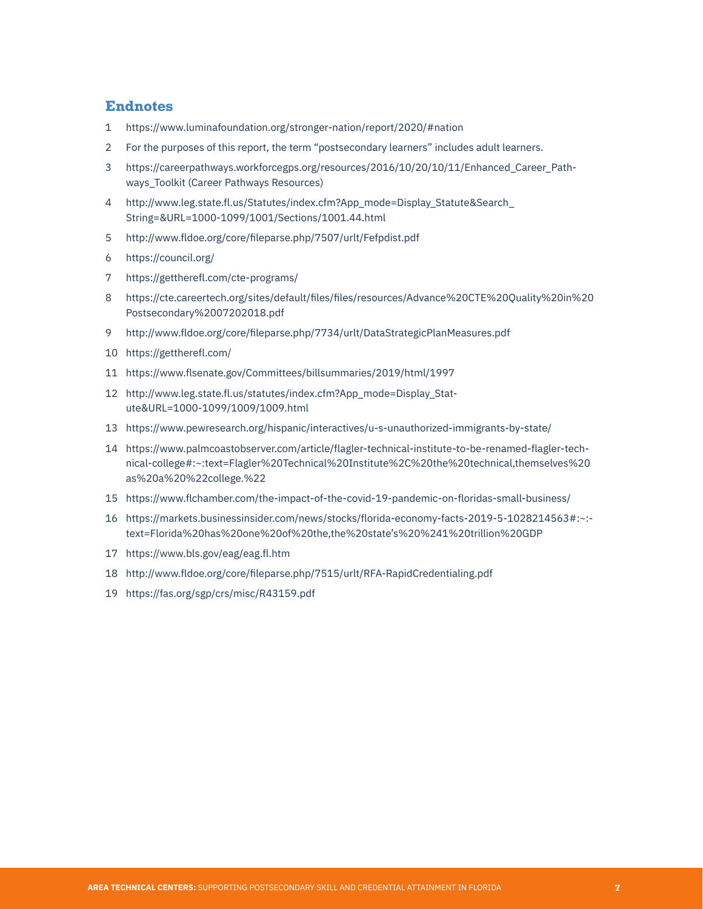## Endnotes

1. https://www.luminafoundation.org/stronger-nation/report/2020/#nation
2. For the purposes of this report, the term "postsecondary learners" includes adult learners.
3. https://careerpathways.workforcegps.org/resources/2016/10/20/10/11/Enhanced_Career_Pathways_Toolkit (Career Pathways Resources)
4. http://www.leg.state.fl.us/Statutes/index.cfm?App_mode=Display_Statute&Search_String=&URL=1000-1099/1001/Sections/1001.44.html
5. http://www.fldoe.org/core/fileparse.php/7507/urlt/Fefpdist.pdf
6. https://council.org/
7. https://gettherefl.com/cte-programs/
8. https://cte.careertech.org/sites/default/files/files/resources/Advance%20CTE%20Quality%20in%20Postsecondary%2007202018.pdf
9. http://www.fldoe.org/core/fileparse.php/7734/urlt/DataStrategicPlanMeasures.pdf
10. https://gettherefl.com/
11. https://www.flsenate.gov/Committees/billsummaries/2019/html/1997
12. http://www.leg.state.fl.us/statutes/index.cfm?App_mode=Display_Statute&URL=1000-1099/1009/1009.html
13. https://www.pewresearch.org/hispanic/interactives/u-s-unauthorized-immigrants-by-state/
14. https://www.palmcoastobserver.com/article/flagler-technical-institute-to-be-renamed-flagler-technical-college#:~:text=Flagler%20Technical%20Institute%2C%20the%20technical,themselves%20as%20a%20%22college.%22
15. https://www.flchamber.com/the-impact-of-the-covid-19-pandemic-on-floridas-small-business/
16. https://markets.businessinsider.com/news/stocks/florida-economy-facts-2019-5-1028214563#:~:text=Florida%20has%20one%20of%20the,the%20state's%20%241%20trillion%20GDP
17. https://www.bls.gov/eag/eag.fl.htm
18. http://www.fldoe.org/core/fileparse.php/7515/urlt/RFA-RapidCredentialing.pdf
19. https://fas.org/sgp/crs/misc/R43159.pdf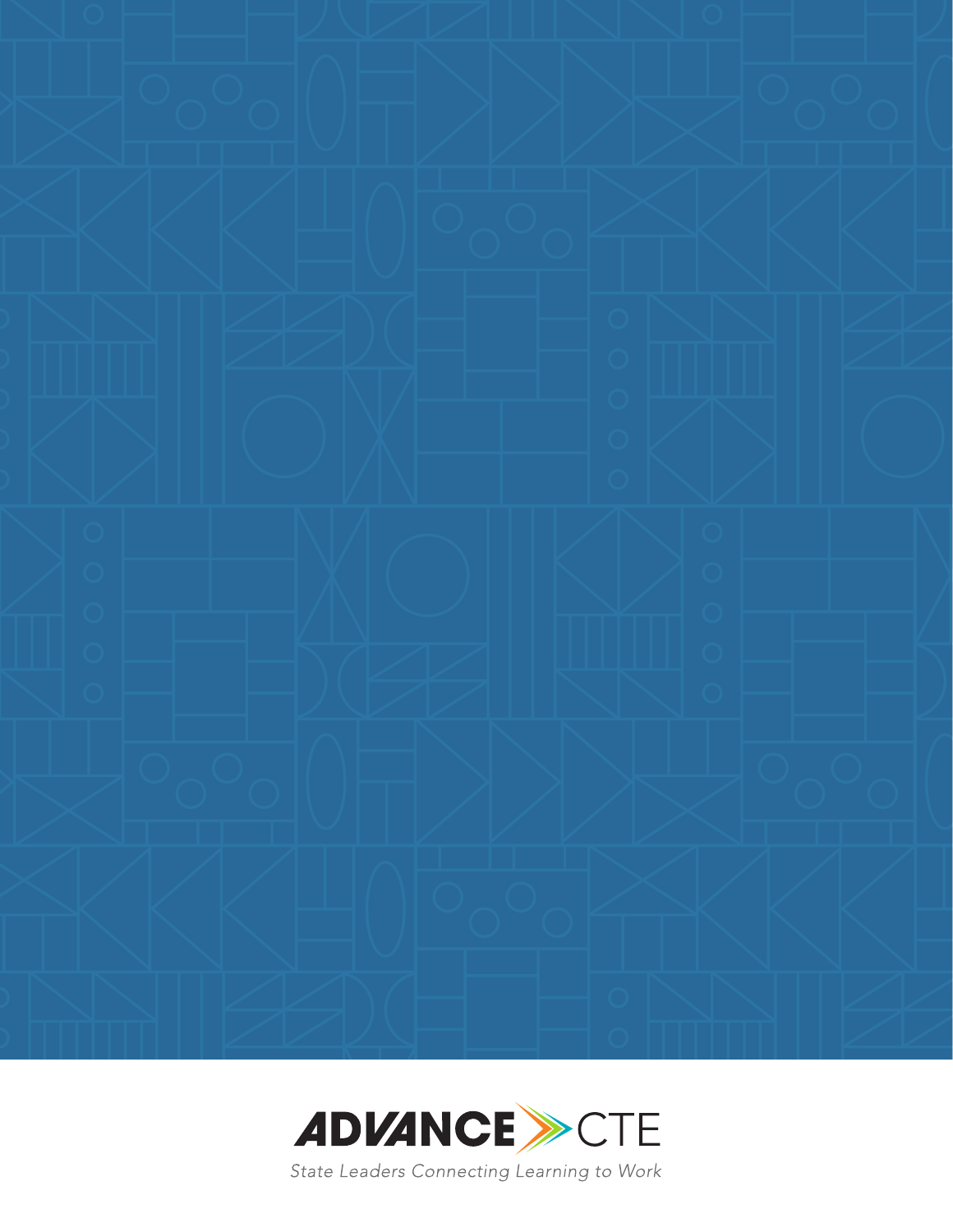ADVANCE CTE

*State Leaders Connecting Learning to Work*